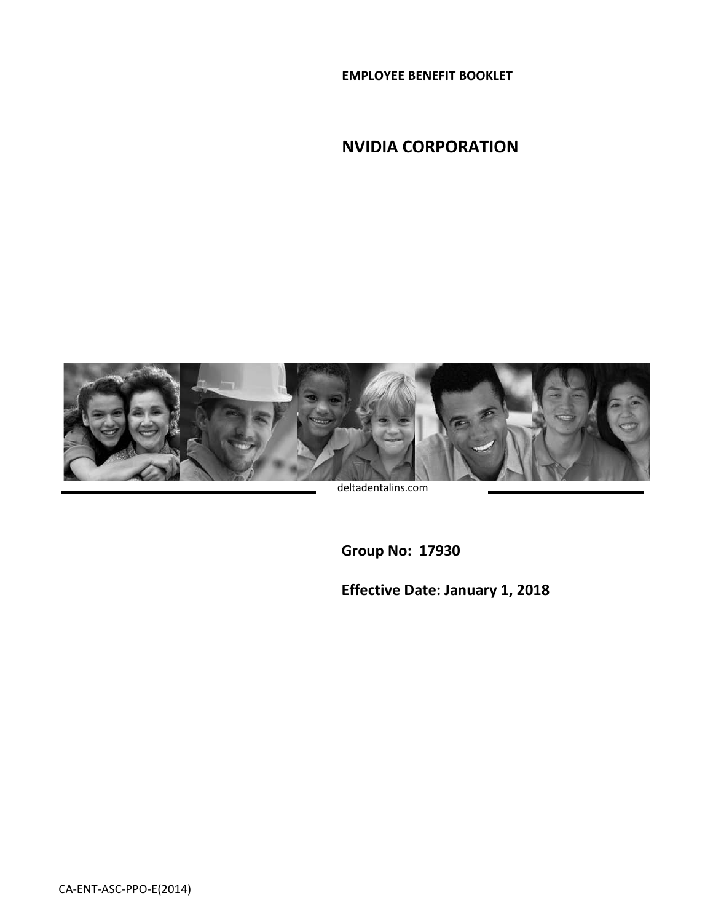**EMPLOYEE BENEFIT BOOKLET**

# NVIDIA CORPORATION

deltadentalins.com

**Group No: 17930**

**Effective Date: January 1, 2018**

CA-ENT-ASC-PPO-E(2014)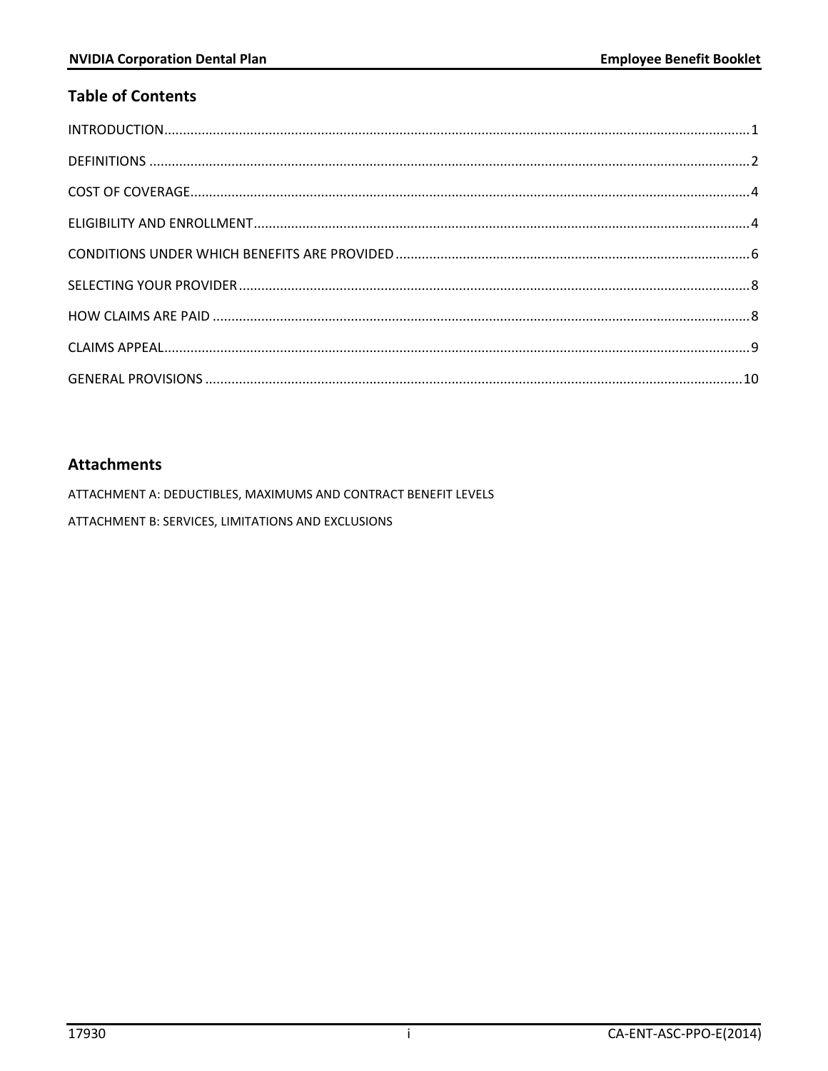## Table of Contents

INTRODUCTION....1

DEFINITIONS....2

COST OF COVERAGE....4

ELIGIBILITY AND ENROLLMENT....4

CONDITIONS UNDER WHICH BENEFITS ARE PROVIDED....6

SELECTING YOUR PROVIDER....8

HOW CLAIMS ARE PAID....8

CLAIMS APPEAL....9

GENERAL PROVISIONS....10

## Attachments

ATTACHMENT A: DEDUCTIBLES, MAXIMUMS AND CONTRACT BENEFIT LEVELS

ATTACHMENT B: SERVICES, LIMITATIONS AND EXCLUSIONS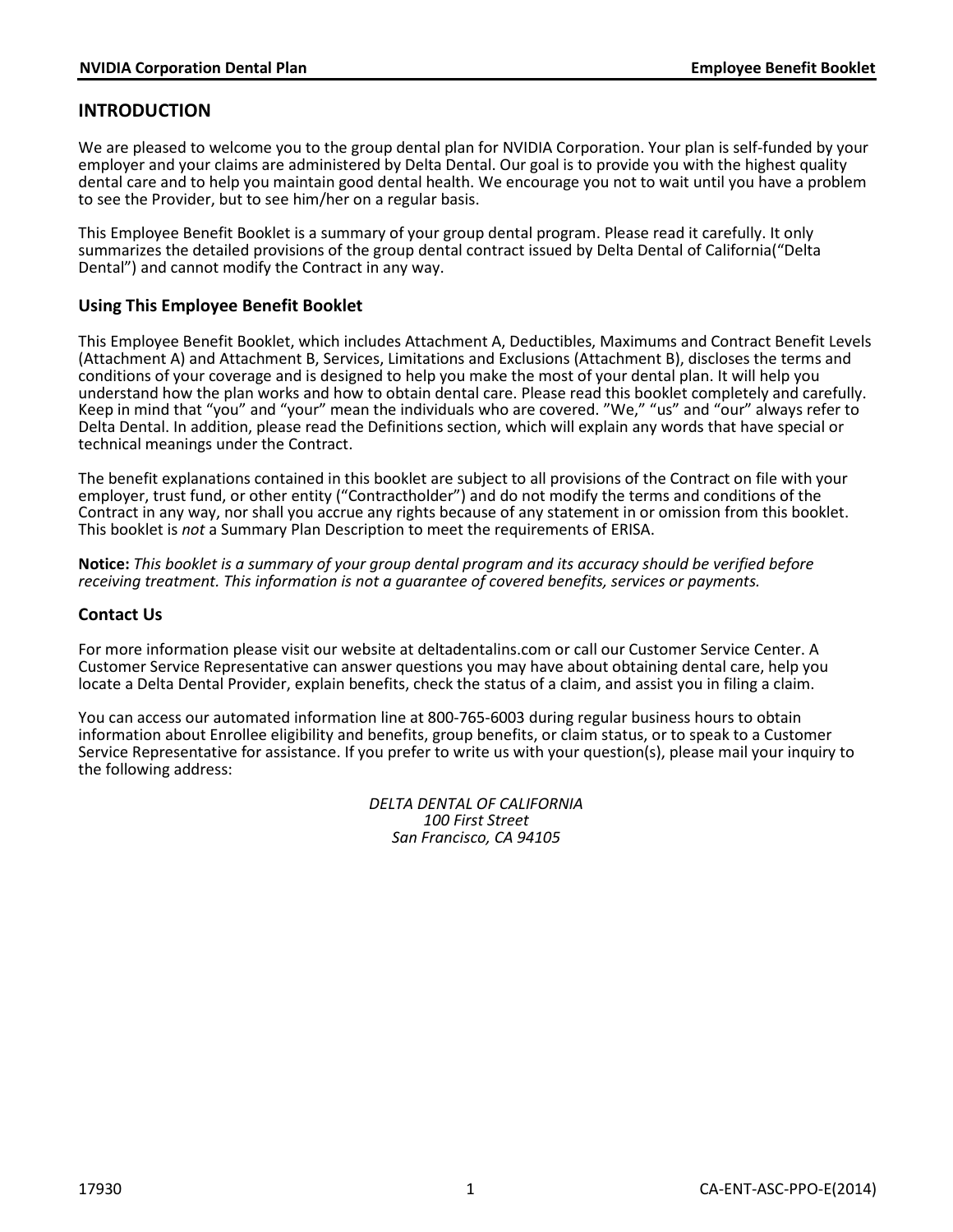## INTRODUCTION

We are pleased to welcome you to the group dental plan for NVIDIA Corporation. Your plan is self-funded by your employer and your claims are administered by Delta Dental. Our goal is to provide you with the highest quality dental care and to help you maintain good dental health. We encourage you not to wait until you have a problem to see the Provider, but to see him/her on a regular basis.

This Employee Benefit Booklet is a summary of your group dental program. Please read it carefully. It only summarizes the detailed provisions of the group dental contract issued by Delta Dental of California("Delta Dental") and cannot modify the Contract in any way.

### Using This Employee Benefit Booklet

This Employee Benefit Booklet, which includes Attachment A, Deductibles, Maximums and Contract Benefit Levels (Attachment A) and Attachment B, Services, Limitations and Exclusions (Attachment B), discloses the terms and conditions of your coverage and is designed to help you make the most of your dental plan. It will help you understand how the plan works and how to obtain dental care. Please read this booklet completely and carefully. Keep in mind that "you" and "your" mean the individuals who are covered. "We," "us" and "our" always refer to Delta Dental. In addition, please read the Definitions section, which will explain any words that have special or technical meanings under the Contract.

The benefit explanations contained in this booklet are subject to all provisions of the Contract on file with your employer, trust fund, or other entity ("Contractholder") and do not modify the terms and conditions of the Contract in any way, nor shall you accrue any rights because of any statement in or omission from this booklet. This booklet is *not* a Summary Plan Description to meet the requirements of ERISA.

**Notice:** *This booklet is a summary of your group dental program and its accuracy should be verified before receiving treatment. This information is not a guarantee of covered benefits, services or payments.*

### Contact Us

For more information please visit our website at deltadentalins.com or call our Customer Service Center. A Customer Service Representative can answer questions you may have about obtaining dental care, help you locate a Delta Dental Provider, explain benefits, check the status of a claim, and assist you in filing a claim.

You can access our automated information line at 800-765-6003 during regular business hours to obtain information about Enrollee eligibility and benefits, group benefits, or claim status, or to speak to a Customer Service Representative for assistance. If you prefer to write us with your question(s), please mail your inquiry to the following address:

*DELTA DENTAL OF CALIFORNIA*
*100 First Street*
*San Francisco, CA 94105*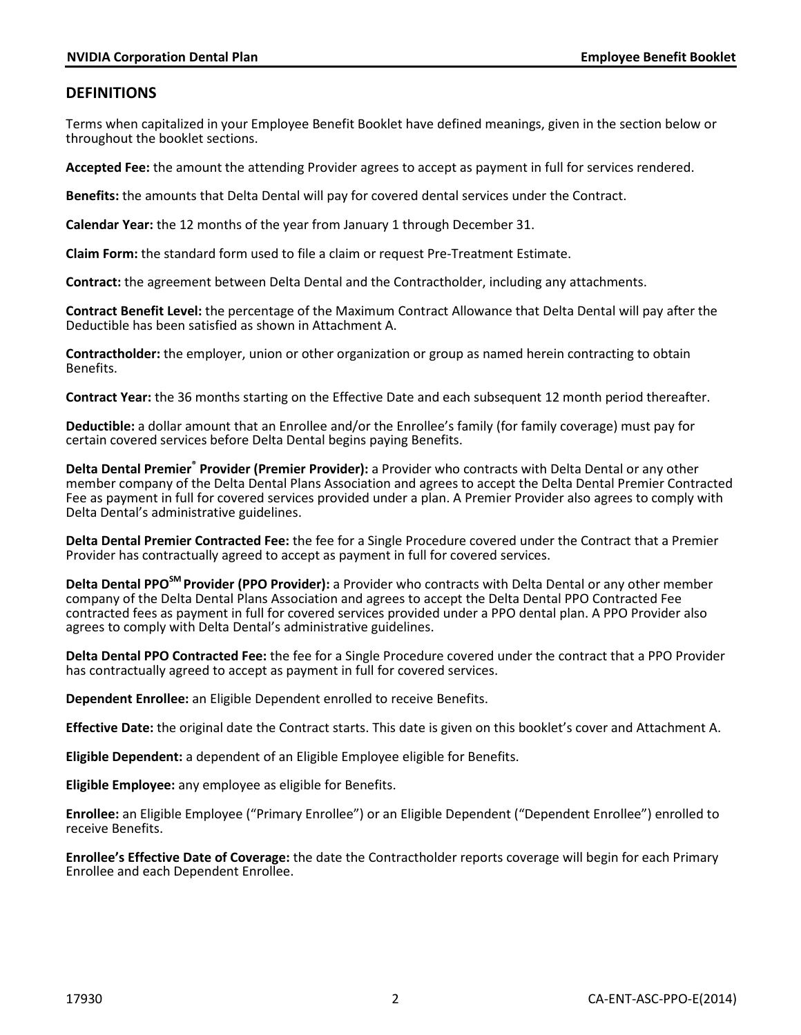## DEFINITIONS

Terms when capitalized in your Employee Benefit Booklet have defined meanings, given in the section below or throughout the booklet sections.

**Accepted Fee:** the amount the attending Provider agrees to accept as payment in full for services rendered.

**Benefits:** the amounts that Delta Dental will pay for covered dental services under the Contract.

**Calendar Year:** the 12 months of the year from January 1 through December 31.

**Claim Form:** the standard form used to file a claim or request Pre-Treatment Estimate.

**Contract:** the agreement between Delta Dental and the Contractholder, including any attachments.

**Contract Benefit Level:** the percentage of the Maximum Contract Allowance that Delta Dental will pay after the Deductible has been satisfied as shown in Attachment A.

**Contractholder:** the employer, union or other organization or group as named herein contracting to obtain Benefits.

**Contract Year:** the 36 months starting on the Effective Date and each subsequent 12 month period thereafter.

**Deductible:** a dollar amount that an Enrollee and/or the Enrollee's family (for family coverage) must pay for certain covered services before Delta Dental begins paying Benefits.

**Delta Dental Premier® Provider (Premier Provider):** a Provider who contracts with Delta Dental or any other member company of the Delta Dental Plans Association and agrees to accept the Delta Dental Premier Contracted Fee as payment in full for covered services provided under a plan. A Premier Provider also agrees to comply with Delta Dental's administrative guidelines.

**Delta Dental Premier Contracted Fee:** the fee for a Single Procedure covered under the Contract that a Premier Provider has contractually agreed to accept as payment in full for covered services.

**Delta Dental PPO℠ Provider (PPO Provider):** a Provider who contracts with Delta Dental or any other member company of the Delta Dental Plans Association and agrees to accept the Delta Dental PPO Contracted Fee contracted fees as payment in full for covered services provided under a PPO dental plan. A PPO Provider also agrees to comply with Delta Dental's administrative guidelines.

**Delta Dental PPO Contracted Fee:** the fee for a Single Procedure covered under the contract that a PPO Provider has contractually agreed to accept as payment in full for covered services.

**Dependent Enrollee:** an Eligible Dependent enrolled to receive Benefits.

**Effective Date:** the original date the Contract starts. This date is given on this booklet's cover and Attachment A.

**Eligible Dependent:** a dependent of an Eligible Employee eligible for Benefits.

**Eligible Employee:** any employee as eligible for Benefits.

**Enrollee:** an Eligible Employee ("Primary Enrollee") or an Eligible Dependent ("Dependent Enrollee") enrolled to receive Benefits.

**Enrollee's Effective Date of Coverage:** the date the Contractholder reports coverage will begin for each Primary Enrollee and each Dependent Enrollee.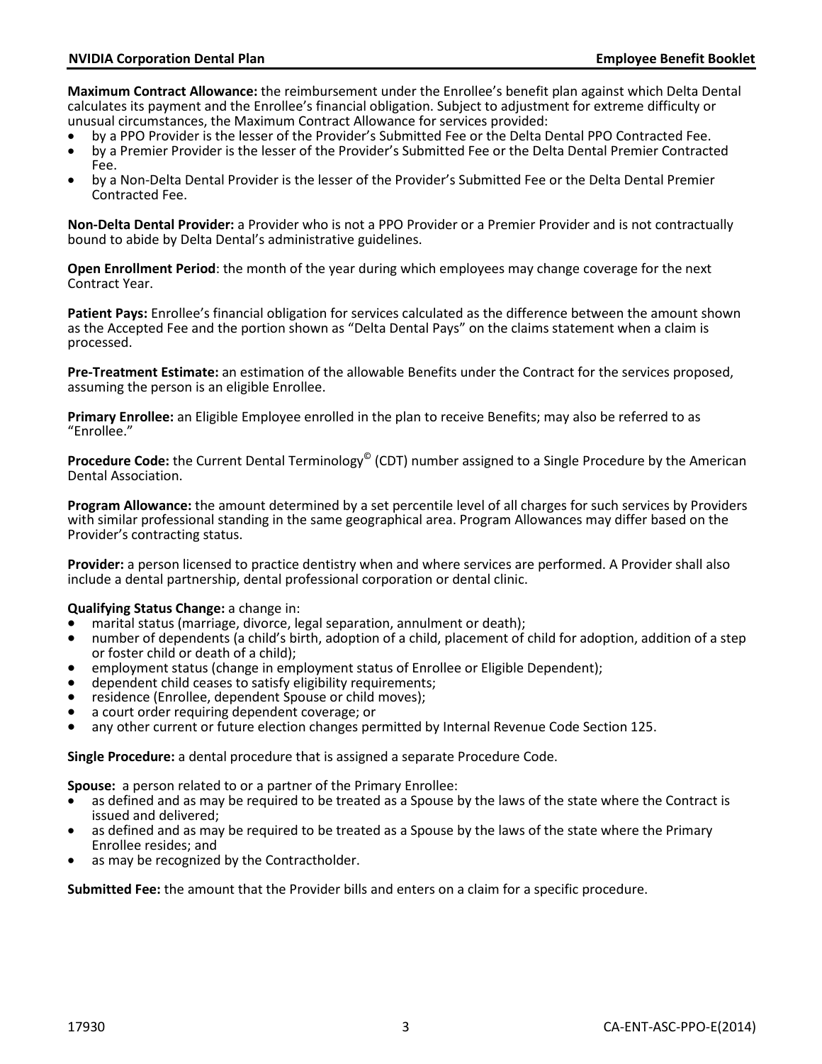**Maximum Contract Allowance:** the reimbursement under the Enrollee's benefit plan against which Delta Dental calculates its payment and the Enrollee's financial obligation. Subject to adjustment for extreme difficulty or unusual circumstances, the Maximum Contract Allowance for services provided:

- by a PPO Provider is the lesser of the Provider's Submitted Fee or the Delta Dental PPO Contracted Fee.
- by a Premier Provider is the lesser of the Provider's Submitted Fee or the Delta Dental Premier Contracted Fee.
- by a Non-Delta Dental Provider is the lesser of the Provider's Submitted Fee or the Delta Dental Premier Contracted Fee.

**Non-Delta Dental Provider:** a Provider who is not a PPO Provider or a Premier Provider and is not contractually bound to abide by Delta Dental's administrative guidelines.

**Open Enrollment Period**: the month of the year during which employees may change coverage for the next Contract Year.

**Patient Pays:** Enrollee's financial obligation for services calculated as the difference between the amount shown as the Accepted Fee and the portion shown as "Delta Dental Pays" on the claims statement when a claim is processed.

**Pre-Treatment Estimate:** an estimation of the allowable Benefits under the Contract for the services proposed, assuming the person is an eligible Enrollee.

**Primary Enrollee:** an Eligible Employee enrolled in the plan to receive Benefits; may also be referred to as "Enrollee."

**Procedure Code:** the Current Dental Terminology© (CDT) number assigned to a Single Procedure by the American Dental Association.

**Program Allowance:** the amount determined by a set percentile level of all charges for such services by Providers with similar professional standing in the same geographical area. Program Allowances may differ based on the Provider's contracting status.

**Provider:** a person licensed to practice dentistry when and where services are performed. A Provider shall also include a dental partnership, dental professional corporation or dental clinic.

**Qualifying Status Change:** a change in:

- marital status (marriage, divorce, legal separation, annulment or death);
- number of dependents (a child's birth, adoption of a child, placement of child for adoption, addition of a step or foster child or death of a child);
- employment status (change in employment status of Enrollee or Eligible Dependent);
- dependent child ceases to satisfy eligibility requirements;
- residence (Enrollee, dependent Spouse or child moves);
- a court order requiring dependent coverage; or
- any other current or future election changes permitted by Internal Revenue Code Section 125.

**Single Procedure:** a dental procedure that is assigned a separate Procedure Code.

**Spouse:** a person related to or a partner of the Primary Enrollee:

- as defined and as may be required to be treated as a Spouse by the laws of the state where the Contract is issued and delivered;
- as defined and as may be required to be treated as a Spouse by the laws of the state where the Primary Enrollee resides; and
- as may be recognized by the Contractholder.

**Submitted Fee:** the amount that the Provider bills and enters on a claim for a specific procedure.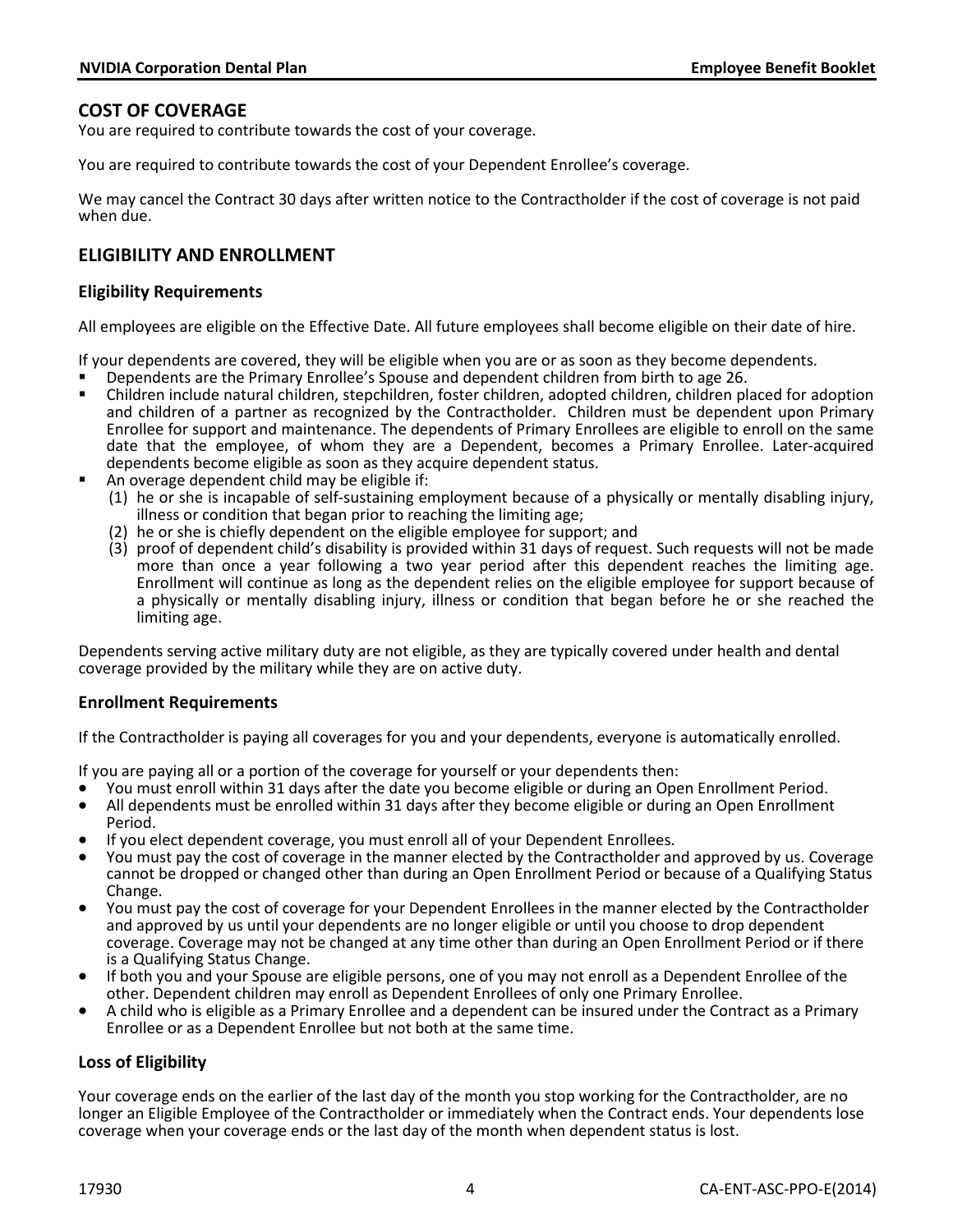## COST OF COVERAGE

You are required to contribute towards the cost of your coverage.

You are required to contribute towards the cost of your Dependent Enrollee's coverage.

We may cancel the Contract 30 days after written notice to the Contractholder if the cost of coverage is not paid when due.

## ELIGIBILITY AND ENROLLMENT

### Eligibility Requirements

All employees are eligible on the Effective Date. All future employees shall become eligible on their date of hire.

If your dependents are covered, they will be eligible when you are or as soon as they become dependents.

- Dependents are the Primary Enrollee's Spouse and dependent children from birth to age 26.
- Children include natural children, stepchildren, foster children, adopted children, children placed for adoption and children of a partner as recognized by the Contractholder. Children must be dependent upon Primary Enrollee for support and maintenance. The dependents of Primary Enrollees are eligible to enroll on the same date that the employee, of whom they are a Dependent, becomes a Primary Enrollee. Later-acquired dependents become eligible as soon as they acquire dependent status.
- An overage dependent child may be eligible if:
  1. he or she is incapable of self-sustaining employment because of a physically or mentally disabling injury, illness or condition that began prior to reaching the limiting age;
  2. he or she is chiefly dependent on the eligible employee for support; and
  3. proof of dependent child's disability is provided within 31 days of request. Such requests will not be made more than once a year following a two year period after this dependent reaches the limiting age. Enrollment will continue as long as the dependent relies on the eligible employee for support because of a physically or mentally disabling injury, illness or condition that began before he or she reached the limiting age.

Dependents serving active military duty are not eligible, as they are typically covered under health and dental coverage provided by the military while they are on active duty.

### Enrollment Requirements

If the Contractholder is paying all coverages for you and your dependents, everyone is automatically enrolled.

If you are paying all or a portion of the coverage for yourself or your dependents then:

- You must enroll within 31 days after the date you become eligible or during an Open Enrollment Period.
- All dependents must be enrolled within 31 days after they become eligible or during an Open Enrollment Period.
- If you elect dependent coverage, you must enroll all of your Dependent Enrollees.
- You must pay the cost of coverage in the manner elected by the Contractholder and approved by us. Coverage cannot be dropped or changed other than during an Open Enrollment Period or because of a Qualifying Status Change.
- You must pay the cost of coverage for your Dependent Enrollees in the manner elected by the Contractholder and approved by us until your dependents are no longer eligible or until you choose to drop dependent coverage. Coverage may not be changed at any time other than during an Open Enrollment Period or if there is a Qualifying Status Change.
- If both you and your Spouse are eligible persons, one of you may not enroll as a Dependent Enrollee of the other. Dependent children may enroll as Dependent Enrollees of only one Primary Enrollee.
- A child who is eligible as a Primary Enrollee and a dependent can be insured under the Contract as a Primary Enrollee or as a Dependent Enrollee but not both at the same time.

### Loss of Eligibility

Your coverage ends on the earlier of the last day of the month you stop working for the Contractholder, are no longer an Eligible Employee of the Contractholder or immediately when the Contract ends. Your dependents lose coverage when your coverage ends or the last day of the month when dependent status is lost.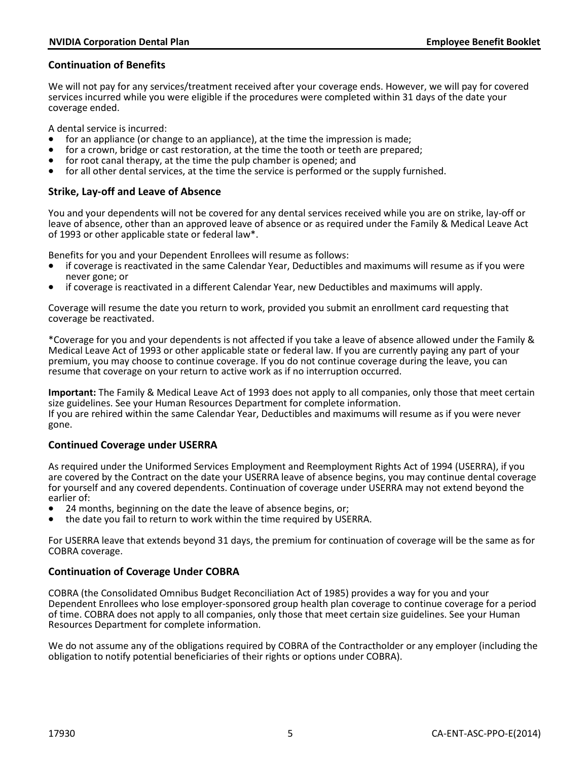## Continuation of Benefits

We will not pay for any services/treatment received after your coverage ends. However, we will pay for covered services incurred while you were eligible if the procedures were completed within 31 days of the date your coverage ended.

A dental service is incurred:

- for an appliance (or change to an appliance), at the time the impression is made;
- for a crown, bridge or cast restoration, at the time the tooth or teeth are prepared;
- for root canal therapy, at the time the pulp chamber is opened; and
- for all other dental services, at the time the service is performed or the supply furnished.

## Strike, Lay-off and Leave of Absence

You and your dependents will not be covered for any dental services received while you are on strike, lay-off or leave of absence, other than an approved leave of absence or as required under the Family & Medical Leave Act of 1993 or other applicable state or federal law*.

Benefits for you and your Dependent Enrollees will resume as follows:

- if coverage is reactivated in the same Calendar Year, Deductibles and maximums will resume as if you were never gone; or
- if coverage is reactivated in a different Calendar Year, new Deductibles and maximums will apply.

Coverage will resume the date you return to work, provided you submit an enrollment card requesting that coverage be reactivated.

*Coverage for you and your dependents is not affected if you take a leave of absence allowed under the Family & Medical Leave Act of 1993 or other applicable state or federal law. If you are currently paying any part of your premium, you may choose to continue coverage. If you do not continue coverage during the leave, you can resume that coverage on your return to active work as if no interruption occurred.

**Important:** The Family & Medical Leave Act of 1993 does not apply to all companies, only those that meet certain size guidelines. See your Human Resources Department for complete information.
If you are rehired within the same Calendar Year, Deductibles and maximums will resume as if you were never gone.

## Continued Coverage under USERRA

As required under the Uniformed Services Employment and Reemployment Rights Act of 1994 (USERRA), if you are covered by the Contract on the date your USERRA leave of absence begins, you may continue dental coverage for yourself and any covered dependents. Continuation of coverage under USERRA may not extend beyond the earlier of:

- 24 months, beginning on the date the leave of absence begins, or;
- the date you fail to return to work within the time required by USERRA.

For USERRA leave that extends beyond 31 days, the premium for continuation of coverage will be the same as for COBRA coverage.

## Continuation of Coverage Under COBRA

COBRA (the Consolidated Omnibus Budget Reconciliation Act of 1985) provides a way for you and your Dependent Enrollees who lose employer-sponsored group health plan coverage to continue coverage for a period of time. COBRA does not apply to all companies, only those that meet certain size guidelines. See your Human Resources Department for complete information.

We do not assume any of the obligations required by COBRA of the Contractholder or any employer (including the obligation to notify potential beneficiaries of their rights or options under COBRA).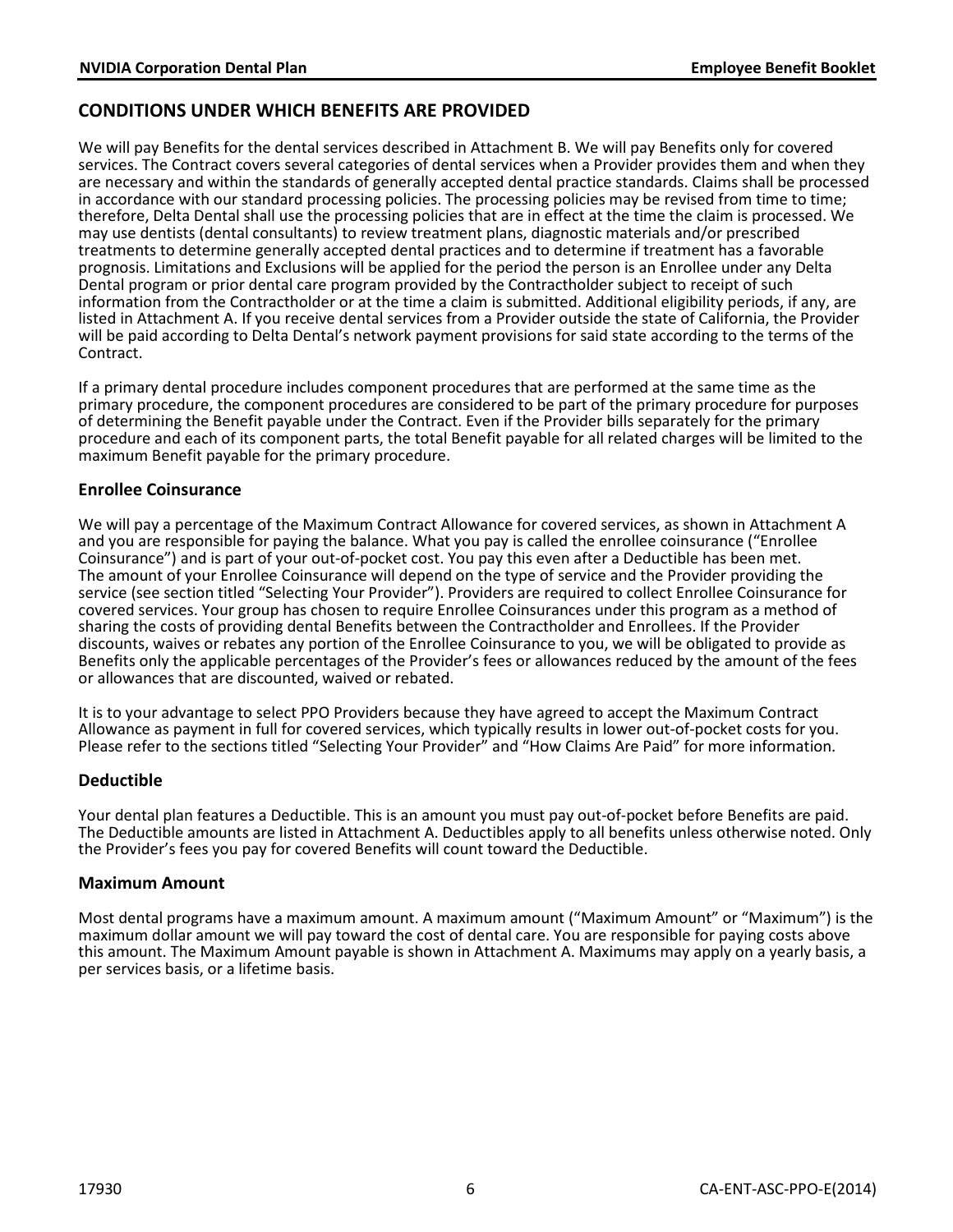## CONDITIONS UNDER WHICH BENEFITS ARE PROVIDED

We will pay Benefits for the dental services described in Attachment B. We will pay Benefits only for covered services. The Contract covers several categories of dental services when a Provider provides them and when they are necessary and within the standards of generally accepted dental practice standards. Claims shall be processed in accordance with our standard processing policies. The processing policies may be revised from time to time; therefore, Delta Dental shall use the processing policies that are in effect at the time the claim is processed. We may use dentists (dental consultants) to review treatment plans, diagnostic materials and/or prescribed treatments to determine generally accepted dental practices and to determine if treatment has a favorable prognosis. Limitations and Exclusions will be applied for the period the person is an Enrollee under any Delta Dental program or prior dental care program provided by the Contractholder subject to receipt of such information from the Contractholder or at the time a claim is submitted. Additional eligibility periods, if any, are listed in Attachment A. If you receive dental services from a Provider outside the state of California, the Provider will be paid according to Delta Dental's network payment provisions for said state according to the terms of the Contract.

If a primary dental procedure includes component procedures that are performed at the same time as the primary procedure, the component procedures are considered to be part of the primary procedure for purposes of determining the Benefit payable under the Contract. Even if the Provider bills separately for the primary procedure and each of its component parts, the total Benefit payable for all related charges will be limited to the maximum Benefit payable for the primary procedure.

### Enrollee Coinsurance

We will pay a percentage of the Maximum Contract Allowance for covered services, as shown in Attachment A and you are responsible for paying the balance. What you pay is called the enrollee coinsurance ("Enrollee Coinsurance") and is part of your out-of-pocket cost. You pay this even after a Deductible has been met. The amount of your Enrollee Coinsurance will depend on the type of service and the Provider providing the service (see section titled "Selecting Your Provider"). Providers are required to collect Enrollee Coinsurance for covered services. Your group has chosen to require Enrollee Coinsurances under this program as a method of sharing the costs of providing dental Benefits between the Contractholder and Enrollees. If the Provider discounts, waives or rebates any portion of the Enrollee Coinsurance to you, we will be obligated to provide as Benefits only the applicable percentages of the Provider's fees or allowances reduced by the amount of the fees or allowances that are discounted, waived or rebated.

It is to your advantage to select PPO Providers because they have agreed to accept the Maximum Contract Allowance as payment in full for covered services, which typically results in lower out-of-pocket costs for you. Please refer to the sections titled "Selecting Your Provider" and "How Claims Are Paid" for more information.

### Deductible

Your dental plan features a Deductible. This is an amount you must pay out-of-pocket before Benefits are paid. The Deductible amounts are listed in Attachment A. Deductibles apply to all benefits unless otherwise noted. Only the Provider's fees you pay for covered Benefits will count toward the Deductible.

### Maximum Amount

Most dental programs have a maximum amount. A maximum amount ("Maximum Amount" or "Maximum") is the maximum dollar amount we will pay toward the cost of dental care. You are responsible for paying costs above this amount. The Maximum Amount payable is shown in Attachment A. Maximums may apply on a yearly basis, a per services basis, or a lifetime basis.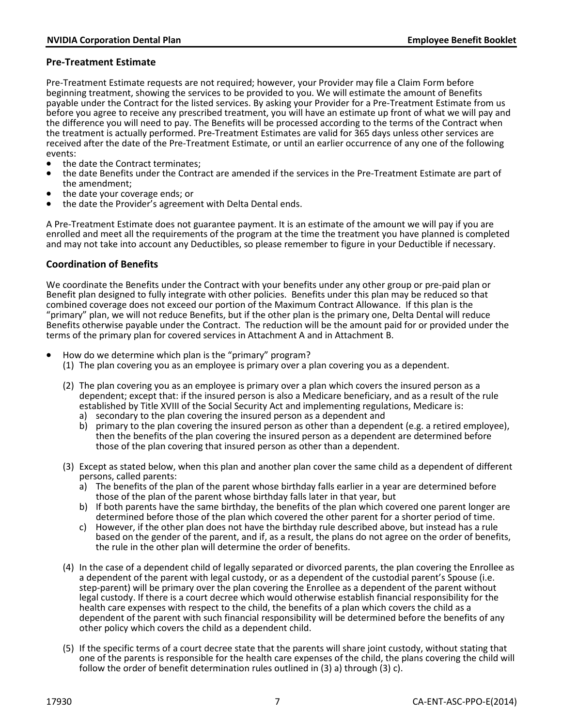## Pre-Treatment Estimate

Pre-Treatment Estimate requests are not required; however, your Provider may file a Claim Form before beginning treatment, showing the services to be provided to you. We will estimate the amount of Benefits payable under the Contract for the listed services. By asking your Provider for a Pre-Treatment Estimate from us before you agree to receive any prescribed treatment, you will have an estimate up front of what we will pay and the difference you will need to pay. The Benefits will be processed according to the terms of the Contract when the treatment is actually performed. Pre-Treatment Estimates are valid for 365 days unless other services are received after the date of the Pre-Treatment Estimate, or until an earlier occurrence of any one of the following events:

- the date the Contract terminates;
- the date Benefits under the Contract are amended if the services in the Pre-Treatment Estimate are part of the amendment;
- the date your coverage ends; or
- the date the Provider's agreement with Delta Dental ends.

A Pre-Treatment Estimate does not guarantee payment. It is an estimate of the amount we will pay if you are enrolled and meet all the requirements of the program at the time the treatment you have planned is completed and may not take into account any Deductibles, so please remember to figure in your Deductible if necessary.

## Coordination of Benefits

We coordinate the Benefits under the Contract with your benefits under any other group or pre-paid plan or Benefit plan designed to fully integrate with other policies. Benefits under this plan may be reduced so that combined coverage does not exceed our portion of the Maximum Contract Allowance. If this plan is the "primary" plan, we will not reduce Benefits, but if the other plan is the primary one, Delta Dental will reduce Benefits otherwise payable under the Contract. The reduction will be the amount paid for or provided under the terms of the primary plan for covered services in Attachment A and in Attachment B.

- How do we determine which plan is the "primary" program?
  (1) The plan covering you as an employee is primary over a plan covering you as a dependent.

  (2) The plan covering you as an employee is primary over a plan which covers the insured person as a dependent; except that: if the insured person is also a Medicare beneficiary, and as a result of the rule established by Title XVIII of the Social Security Act and implementing regulations, Medicare is:
    a) secondary to the plan covering the insured person as a dependent and
    b) primary to the plan covering the insured person as other than a dependent (e.g. a retired employee), then the benefits of the plan covering the insured person as a dependent are determined before those of the plan covering that insured person as other than a dependent.

  (3) Except as stated below, when this plan and another plan cover the same child as a dependent of different persons, called parents:
    a) The benefits of the plan of the parent whose birthday falls earlier in a year are determined before those of the plan of the parent whose birthday falls later in that year, but
    b) If both parents have the same birthday, the benefits of the plan which covered one parent longer are determined before those of the plan which covered the other parent for a shorter period of time.
    c) However, if the other plan does not have the birthday rule described above, but instead has a rule based on the gender of the parent, and if, as a result, the plans do not agree on the order of benefits, the rule in the other plan will determine the order of benefits.

  (4) In the case of a dependent child of legally separated or divorced parents, the plan covering the Enrollee as a dependent of the parent with legal custody, or as a dependent of the custodial parent's Spouse (i.e. step-parent) will be primary over the plan covering the Enrollee as a dependent of the parent without legal custody. If there is a court decree which would otherwise establish financial responsibility for the health care expenses with respect to the child, the benefits of a plan which covers the child as a dependent of the parent with such financial responsibility will be determined before the benefits of any other policy which covers the child as a dependent child.

  (5) If the specific terms of a court decree state that the parents will share joint custody, without stating that one of the parents is responsible for the health care expenses of the child, the plans covering the child will follow the order of benefit determination rules outlined in (3) a) through (3) c).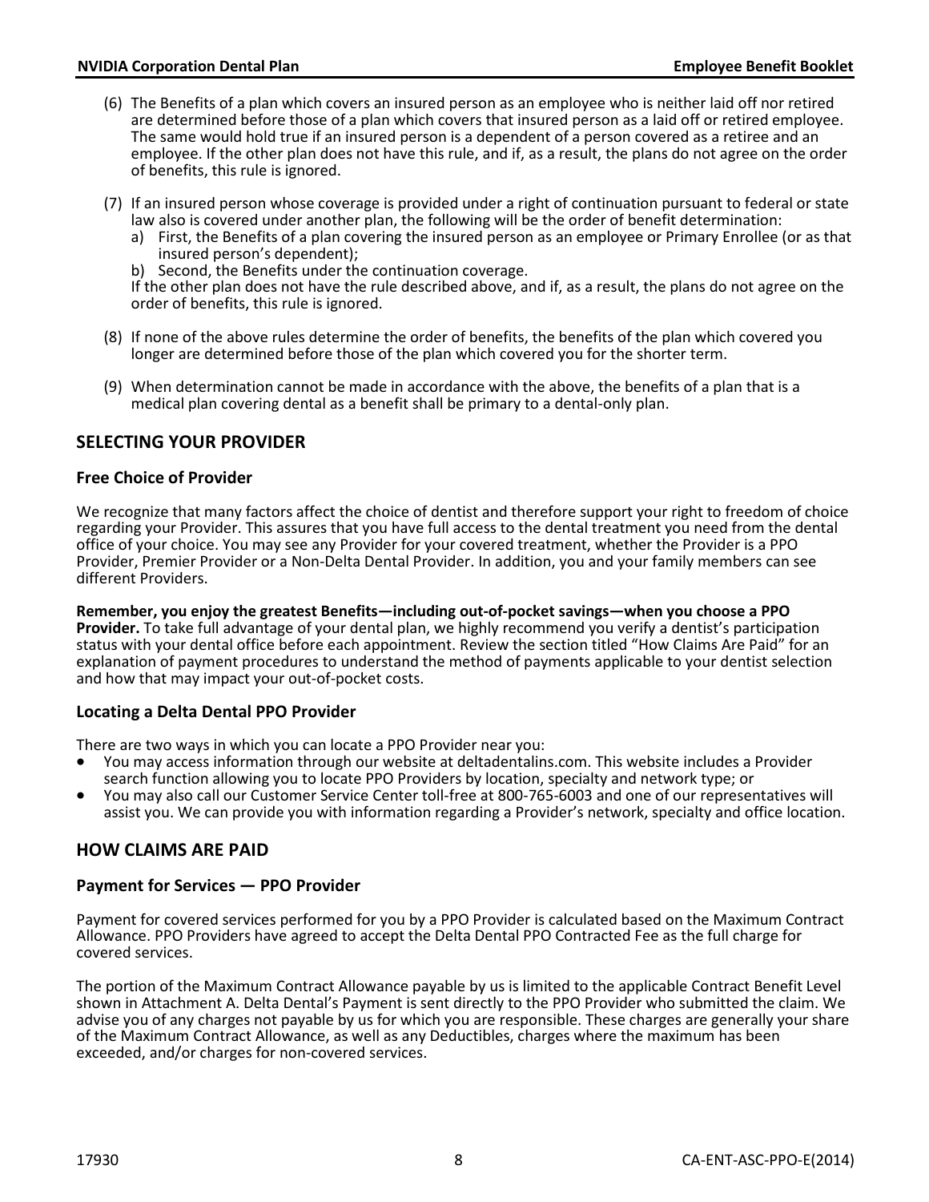(6) The Benefits of a plan which covers an insured person as an employee who is neither laid off nor retired are determined before those of a plan which covers that insured person as a laid off or retired employee. The same would hold true if an insured person is a dependent of a person covered as a retiree and an employee. If the other plan does not have this rule, and if, as a result, the plans do not agree on the order of benefits, this rule is ignored.

(7) If an insured person whose coverage is provided under a right of continuation pursuant to federal or state law also is covered under another plan, the following will be the order of benefit determination:
  a) First, the Benefits of a plan covering the insured person as an employee or Primary Enrollee (or as that insured person's dependent);
  b) Second, the Benefits under the continuation coverage.

  If the other plan does not have the rule described above, and if, as a result, the plans do not agree on the order of benefits, this rule is ignored.

(8) If none of the above rules determine the order of benefits, the benefits of the plan which covered you longer are determined before those of the plan which covered you for the shorter term.

(9) When determination cannot be made in accordance with the above, the benefits of a plan that is a medical plan covering dental as a benefit shall be primary to a dental-only plan.

## SELECTING YOUR PROVIDER

### Free Choice of Provider

We recognize that many factors affect the choice of dentist and therefore support your right to freedom of choice regarding your Provider. This assures that you have full access to the dental treatment you need from the dental office of your choice. You may see any Provider for your covered treatment, whether the Provider is a PPO Provider, Premier Provider or a Non-Delta Dental Provider. In addition, you and your family members can see different Providers.

**Remember, you enjoy the greatest Benefits—including out-of-pocket savings—when you choose a PPO Provider.** To take full advantage of your dental plan, we highly recommend you verify a dentist's participation status with your dental office before each appointment. Review the section titled "How Claims Are Paid" for an explanation of payment procedures to understand the method of payments applicable to your dentist selection and how that may impact your out-of-pocket costs.

### Locating a Delta Dental PPO Provider

There are two ways in which you can locate a PPO Provider near you:

- You may access information through our website at deltadentalins.com. This website includes a Provider search function allowing you to locate PPO Providers by location, specialty and network type; or
- You may also call our Customer Service Center toll-free at 800-765-6003 and one of our representatives will assist you. We can provide you with information regarding a Provider's network, specialty and office location.

## HOW CLAIMS ARE PAID

### Payment for Services — PPO Provider

Payment for covered services performed for you by a PPO Provider is calculated based on the Maximum Contract Allowance. PPO Providers have agreed to accept the Delta Dental PPO Contracted Fee as the full charge for covered services.

The portion of the Maximum Contract Allowance payable by us is limited to the applicable Contract Benefit Level shown in Attachment A. Delta Dental's Payment is sent directly to the PPO Provider who submitted the claim. We advise you of any charges not payable by us for which you are responsible. These charges are generally your share of the Maximum Contract Allowance, as well as any Deductibles, charges where the maximum has been exceeded, and/or charges for non-covered services.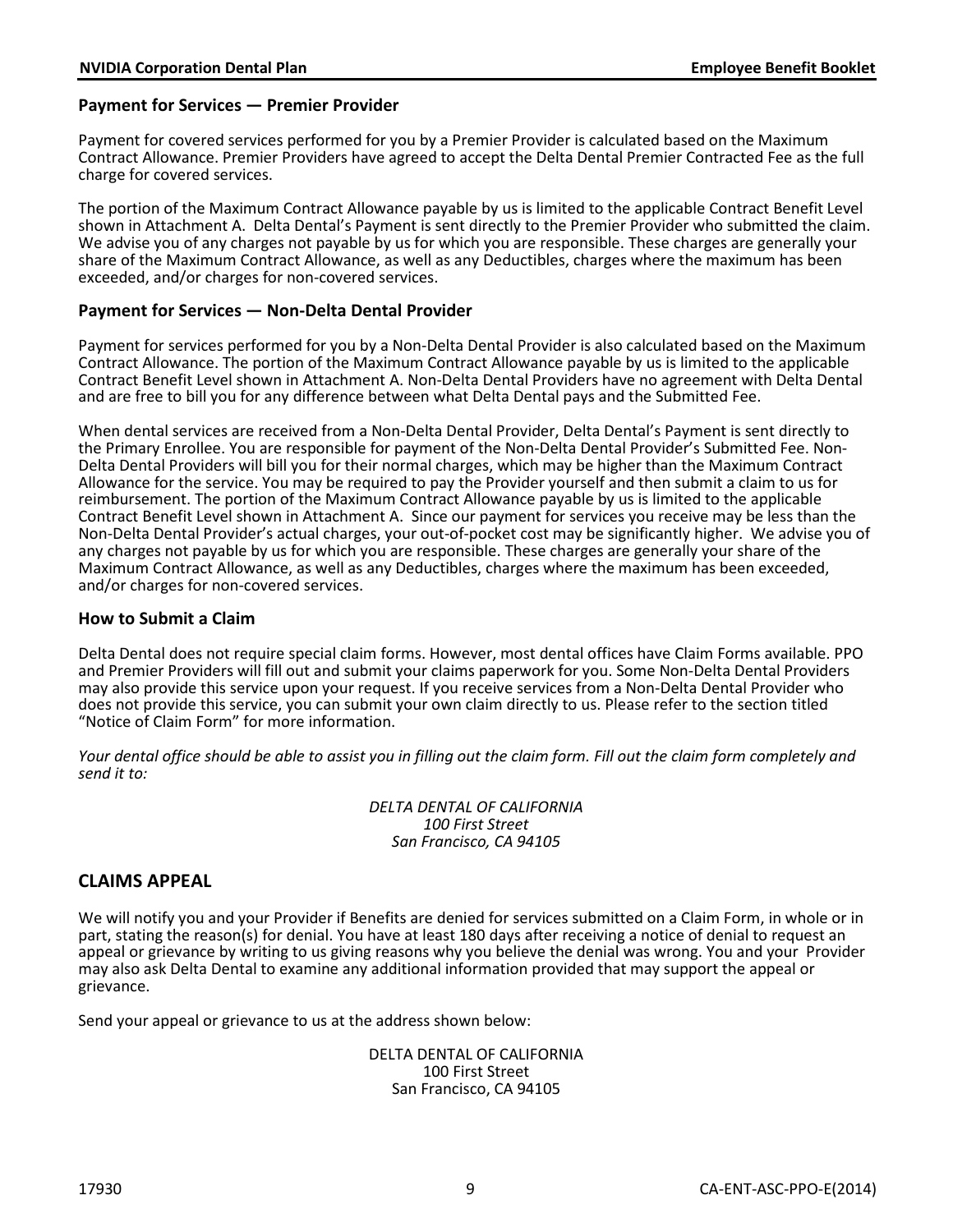### Payment for Services — Premier Provider

Payment for covered services performed for you by a Premier Provider is calculated based on the Maximum Contract Allowance. Premier Providers have agreed to accept the Delta Dental Premier Contracted Fee as the full charge for covered services.

The portion of the Maximum Contract Allowance payable by us is limited to the applicable Contract Benefit Level shown in Attachment A. Delta Dental's Payment is sent directly to the Premier Provider who submitted the claim. We advise you of any charges not payable by us for which you are responsible. These charges are generally your share of the Maximum Contract Allowance, as well as any Deductibles, charges where the maximum has been exceeded, and/or charges for non-covered services.

### Payment for Services — Non-Delta Dental Provider

Payment for services performed for you by a Non-Delta Dental Provider is also calculated based on the Maximum Contract Allowance. The portion of the Maximum Contract Allowance payable by us is limited to the applicable Contract Benefit Level shown in Attachment A. Non-Delta Dental Providers have no agreement with Delta Dental and are free to bill you for any difference between what Delta Dental pays and the Submitted Fee.

When dental services are received from a Non-Delta Dental Provider, Delta Dental's Payment is sent directly to the Primary Enrollee. You are responsible for payment of the Non-Delta Dental Provider's Submitted Fee. Non-Delta Dental Providers will bill you for their normal charges, which may be higher than the Maximum Contract Allowance for the service. You may be required to pay the Provider yourself and then submit a claim to us for reimbursement. The portion of the Maximum Contract Allowance payable by us is limited to the applicable Contract Benefit Level shown in Attachment A. Since our payment for services you receive may be less than the Non-Delta Dental Provider's actual charges, your out-of-pocket cost may be significantly higher. We advise you of any charges not payable by us for which you are responsible. These charges are generally your share of the Maximum Contract Allowance, as well as any Deductibles, charges where the maximum has been exceeded, and/or charges for non-covered services.

### How to Submit a Claim

Delta Dental does not require special claim forms. However, most dental offices have Claim Forms available. PPO and Premier Providers will fill out and submit your claims paperwork for you. Some Non-Delta Dental Providers may also provide this service upon your request. If you receive services from a Non-Delta Dental Provider who does not provide this service, you can submit your own claim directly to us. Please refer to the section titled "Notice of Claim Form" for more information.

*Your dental office should be able to assist you in filling out the claim form. Fill out the claim form completely and send it to:*

*DELTA DENTAL OF CALIFORNIA*
*100 First Street*
*San Francisco, CA 94105*

## CLAIMS APPEAL

We will notify you and your Provider if Benefits are denied for services submitted on a Claim Form, in whole or in part, stating the reason(s) for denial. You have at least 180 days after receiving a notice of denial to request an appeal or grievance by writing to us giving reasons why you believe the denial was wrong. You and your Provider may also ask Delta Dental to examine any additional information provided that may support the appeal or grievance.

Send your appeal or grievance to us at the address shown below:

DELTA DENTAL OF CALIFORNIA
100 First Street
San Francisco, CA 94105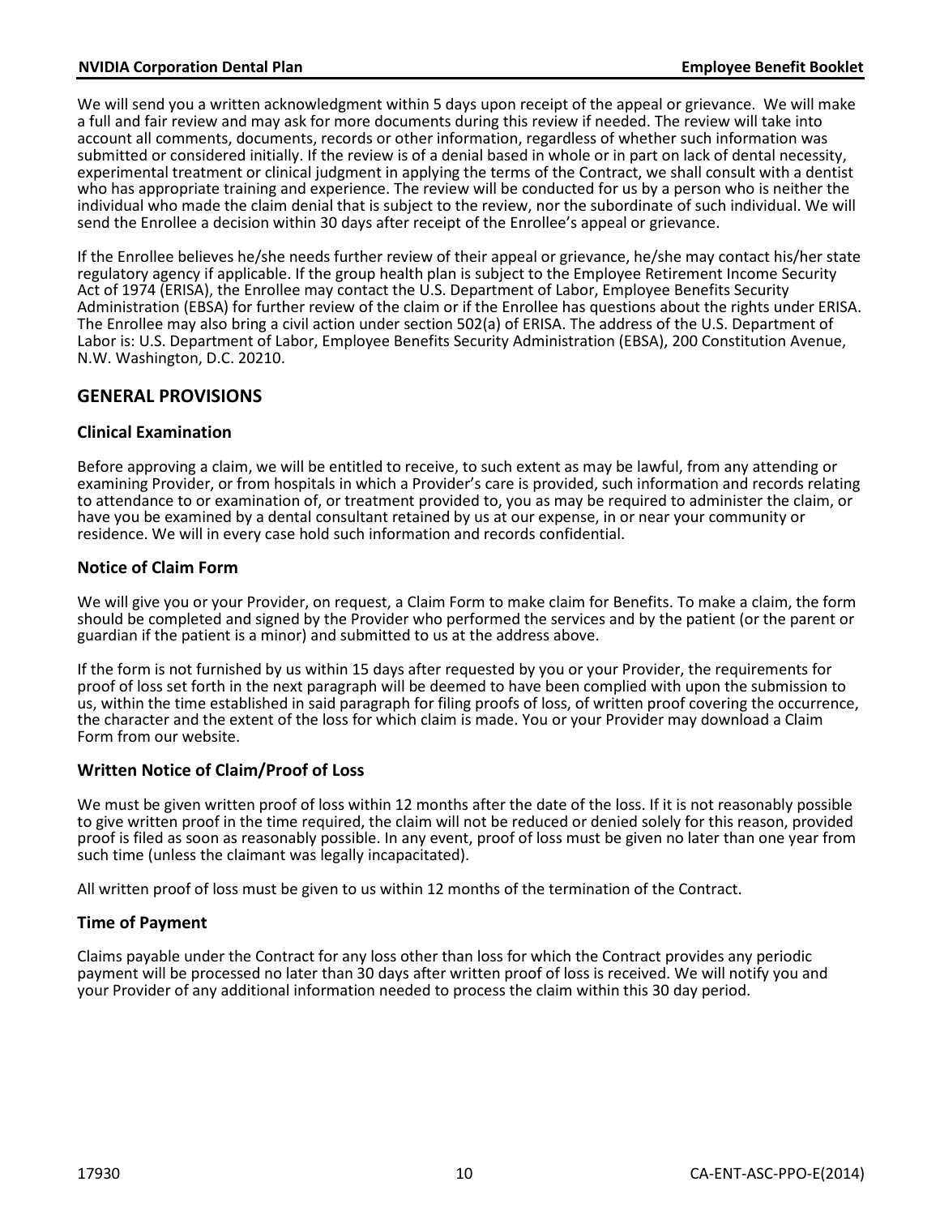We will send you a written acknowledgment within 5 days upon receipt of the appeal or grievance. We will make a full and fair review and may ask for more documents during this review if needed. The review will take into account all comments, documents, records or other information, regardless of whether such information was submitted or considered initially. If the review is of a denial based in whole or in part on lack of dental necessity, experimental treatment or clinical judgment in applying the terms of the Contract, we shall consult with a dentist who has appropriate training and experience. The review will be conducted for us by a person who is neither the individual who made the claim denial that is subject to the review, nor the subordinate of such individual. We will send the Enrollee a decision within 30 days after receipt of the Enrollee's appeal or grievance.

If the Enrollee believes he/she needs further review of their appeal or grievance, he/she may contact his/her state regulatory agency if applicable. If the group health plan is subject to the Employee Retirement Income Security Act of 1974 (ERISA), the Enrollee may contact the U.S. Department of Labor, Employee Benefits Security Administration (EBSA) for further review of the claim or if the Enrollee has questions about the rights under ERISA. The Enrollee may also bring a civil action under section 502(a) of ERISA. The address of the U.S. Department of Labor is: U.S. Department of Labor, Employee Benefits Security Administration (EBSA), 200 Constitution Avenue, N.W. Washington, D.C. 20210.

## GENERAL PROVISIONS

### Clinical Examination

Before approving a claim, we will be entitled to receive, to such extent as may be lawful, from any attending or examining Provider, or from hospitals in which a Provider's care is provided, such information and records relating to attendance to or examination of, or treatment provided to, you as may be required to administer the claim, or have you be examined by a dental consultant retained by us at our expense, in or near your community or residence. We will in every case hold such information and records confidential.

### Notice of Claim Form

We will give you or your Provider, on request, a Claim Form to make claim for Benefits. To make a claim, the form should be completed and signed by the Provider who performed the services and by the patient (or the parent or guardian if the patient is a minor) and submitted to us at the address above.

If the form is not furnished by us within 15 days after requested by you or your Provider, the requirements for proof of loss set forth in the next paragraph will be deemed to have been complied with upon the submission to us, within the time established in said paragraph for filing proofs of loss, of written proof covering the occurrence, the character and the extent of the loss for which claim is made. You or your Provider may download a Claim Form from our website.

### Written Notice of Claim/Proof of Loss

We must be given written proof of loss within 12 months after the date of the loss. If it is not reasonably possible to give written proof in the time required, the claim will not be reduced or denied solely for this reason, provided proof is filed as soon as reasonably possible. In any event, proof of loss must be given no later than one year from such time (unless the claimant was legally incapacitated).

All written proof of loss must be given to us within 12 months of the termination of the Contract.

### Time of Payment

Claims payable under the Contract for any loss other than loss for which the Contract provides any periodic payment will be processed no later than 30 days after written proof of loss is received. We will notify you and your Provider of any additional information needed to process the claim within this 30 day period.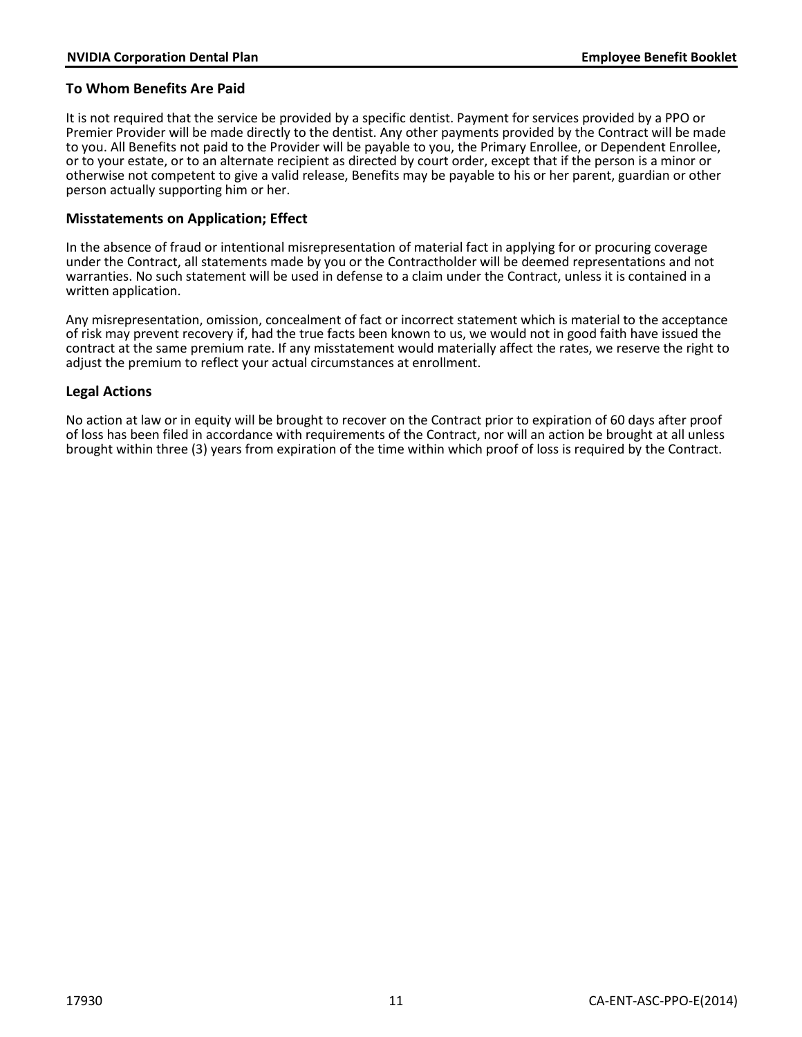## To Whom Benefits Are Paid

It is not required that the service be provided by a specific dentist. Payment for services provided by a PPO or Premier Provider will be made directly to the dentist. Any other payments provided by the Contract will be made to you. All Benefits not paid to the Provider will be payable to you, the Primary Enrollee, or Dependent Enrollee, or to your estate, or to an alternate recipient as directed by court order, except that if the person is a minor or otherwise not competent to give a valid release, Benefits may be payable to his or her parent, guardian or other person actually supporting him or her.

## Misstatements on Application; Effect

In the absence of fraud or intentional misrepresentation of material fact in applying for or procuring coverage under the Contract, all statements made by you or the Contractholder will be deemed representations and not warranties. No such statement will be used in defense to a claim under the Contract, unless it is contained in a written application.

Any misrepresentation, omission, concealment of fact or incorrect statement which is material to the acceptance of risk may prevent recovery if, had the true facts been known to us, we would not in good faith have issued the contract at the same premium rate. If any misstatement would materially affect the rates, we reserve the right to adjust the premium to reflect your actual circumstances at enrollment.

## Legal Actions

No action at law or in equity will be brought to recover on the Contract prior to expiration of 60 days after proof of loss has been filed in accordance with requirements of the Contract, nor will an action be brought at all unless brought within three (3) years from expiration of the time within which proof of loss is required by the Contract.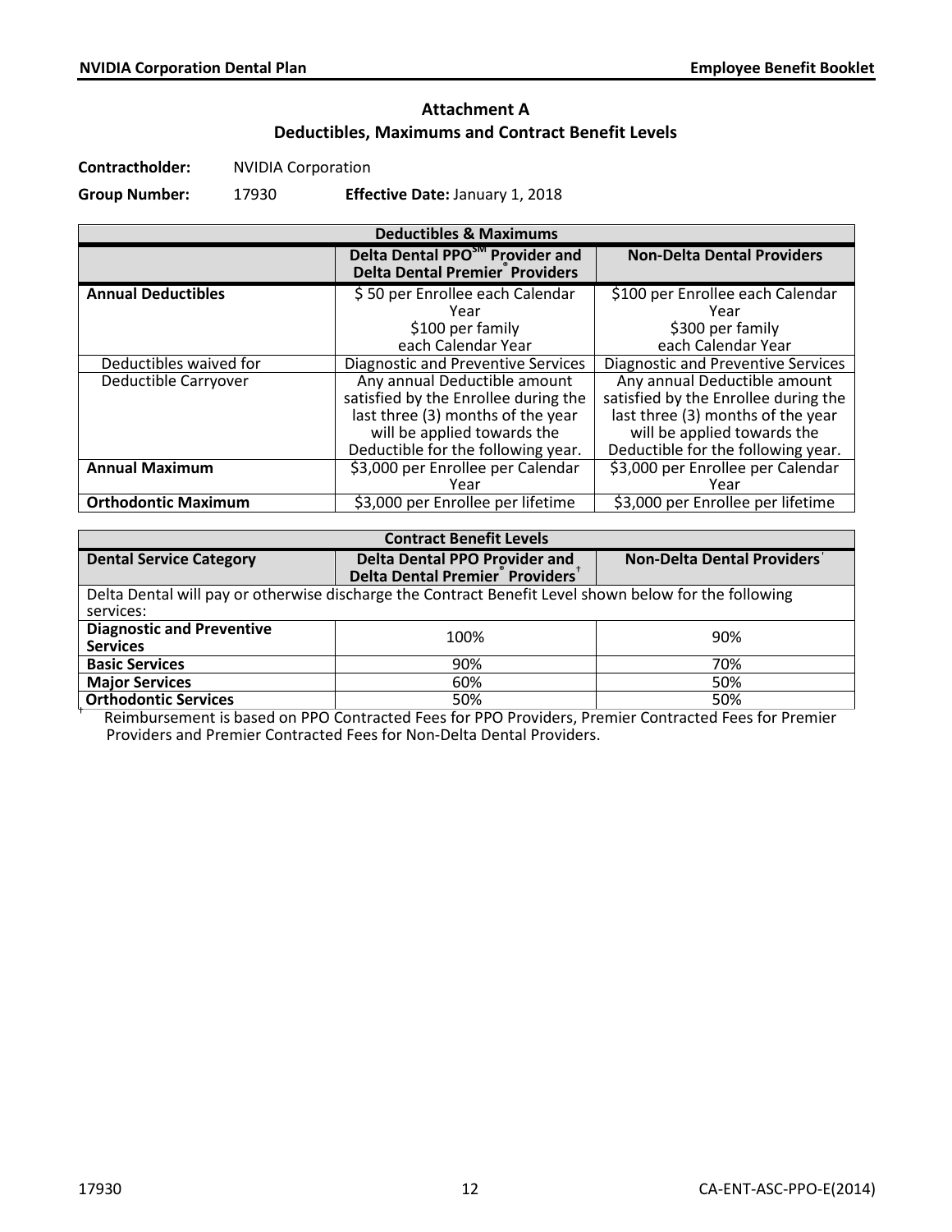## Attachment A
## Deductibles, Maximums and Contract Benefit Levels

**Contractholder:** NVIDIA Corporation

**Group Number:** 17930 **Effective Date:** January 1, 2018

| Deductibles & Maximums | | |
|---|---|---|
| | **Delta Dental PPO℠ Provider and Delta Dental Premier® Providers** | **Non-Delta Dental Providers** |
| **Annual Deductibles** | $ 50 per Enrollee each Calendar Year<br>$100 per family each Calendar Year | $100 per Enrollee each Calendar Year<br>$300 per family each Calendar Year |
| Deductibles waived for | Diagnostic and Preventive Services | Diagnostic and Preventive Services |
| Deductible Carryover | Any annual Deductible amount satisfied by the Enrollee during the last three (3) months of the year will be applied towards the Deductible for the following year. | Any annual Deductible amount satisfied by the Enrollee during the last three (3) months of the year will be applied towards the Deductible for the following year. |
| **Annual Maximum** | $3,000 per Enrollee per Calendar Year | $3,000 per Enrollee per Calendar Year |
| **Orthodontic Maximum** | $3,000 per Enrollee per lifetime | $3,000 per Enrollee per lifetime |

| Contract Benefit Levels | | |
|---|---|---|
| **Dental Service Category** | **Delta Dental PPO Provider and Delta Dental Premier® Providers**† | **Non-Delta Dental Providers**† |
| Delta Dental will pay or otherwise discharge the Contract Benefit Level shown below for the following services: | | |
| **Diagnostic and Preventive Services** | 100% | 90% |
| **Basic Services** | 90% | 70% |
| **Major Services** | 60% | 50% |
| **Orthodontic Services** | 50% | 50% |

† Reimbursement is based on PPO Contracted Fees for PPO Providers, Premier Contracted Fees for Premier Providers and Premier Contracted Fees for Non-Delta Dental Providers.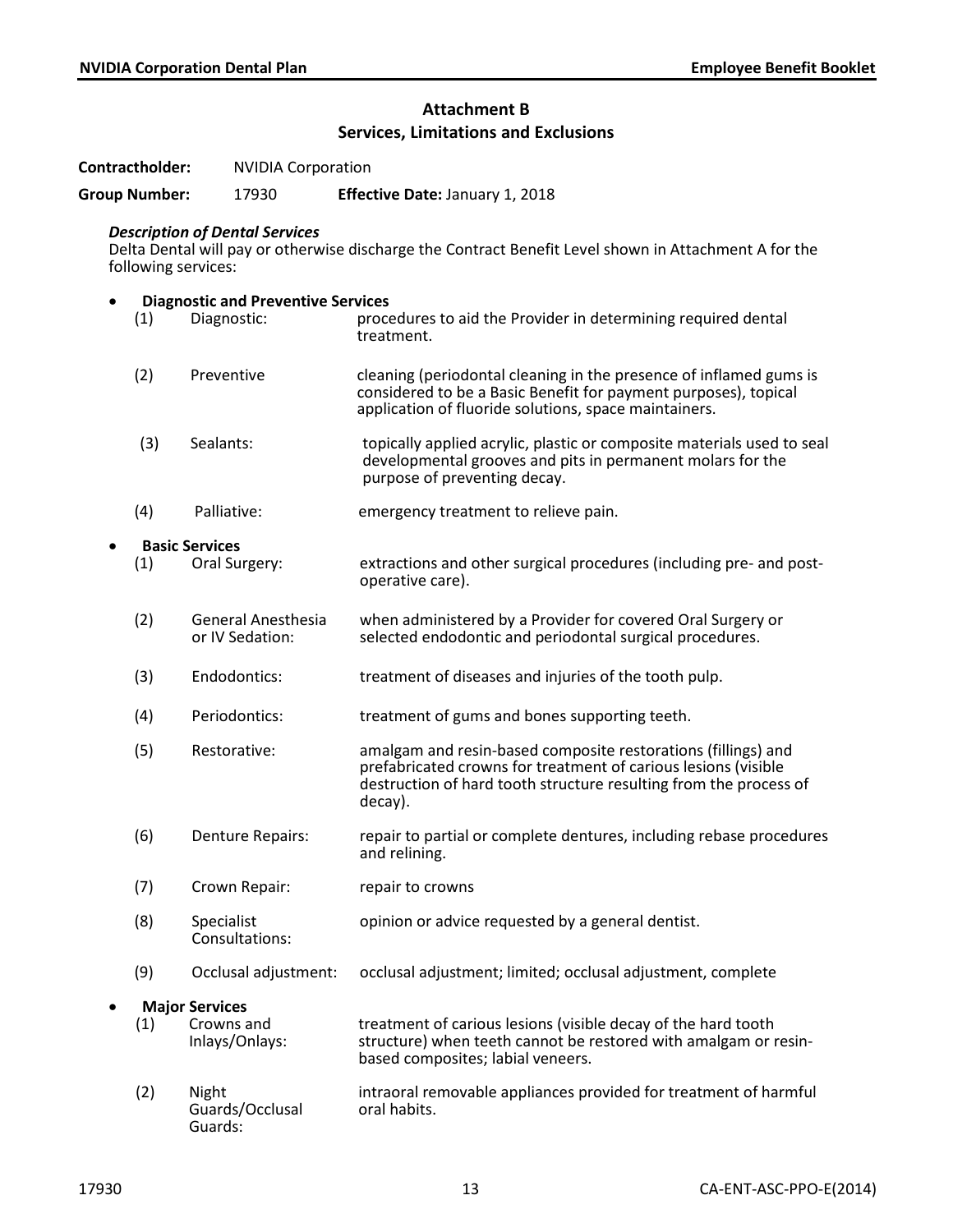## Attachment B
## Services, Limitations and Exclusions

**Contractholder:** NVIDIA Corporation

**Group Number:** 17930 **Effective Date:** January 1, 2018

***Description of Dental Services***

Delta Dental will pay or otherwise discharge the Contract Benefit Level shown in Attachment A for the following services:

- **Diagnostic and Preventive Services**
  - (1) Diagnostic: procedures to aid the Provider in determining required dental treatment.
  - (2) Preventive cleaning (periodontal cleaning in the presence of inflamed gums is considered to be a Basic Benefit for payment purposes), topical application of fluoride solutions, space maintainers.
  - (3) Sealants: topically applied acrylic, plastic or composite materials used to seal developmental grooves and pits in permanent molars for the purpose of preventing decay.
  - (4) Palliative: emergency treatment to relieve pain.
- **Basic Services**
  - (1) Oral Surgery: extractions and other surgical procedures (including pre- and post-operative care).
  - (2) General Anesthesia or IV Sedation: when administered by a Provider for covered Oral Surgery or selected endodontic and periodontal surgical procedures.
  - (3) Endodontics: treatment of diseases and injuries of the tooth pulp.
  - (4) Periodontics: treatment of gums and bones supporting teeth.
  - (5) Restorative: amalgam and resin-based composite restorations (fillings) and prefabricated crowns for treatment of carious lesions (visible destruction of hard tooth structure resulting from the process of decay).
  - (6) Denture Repairs: repair to partial or complete dentures, including rebase procedures and relining.
  - (7) Crown Repair: repair to crowns
  - (8) Specialist Consultations: opinion or advice requested by a general dentist.
  - (9) Occlusal adjustment: occlusal adjustment; limited; occlusal adjustment, complete
- **Major Services**
  - (1) Crowns and Inlays/Onlays: treatment of carious lesions (visible decay of the hard tooth structure) when teeth cannot be restored with amalgam or resin-based composites; labial veneers.
  - (2) Night Guards/Occlusal Guards: intraoral removable appliances provided for treatment of harmful oral habits.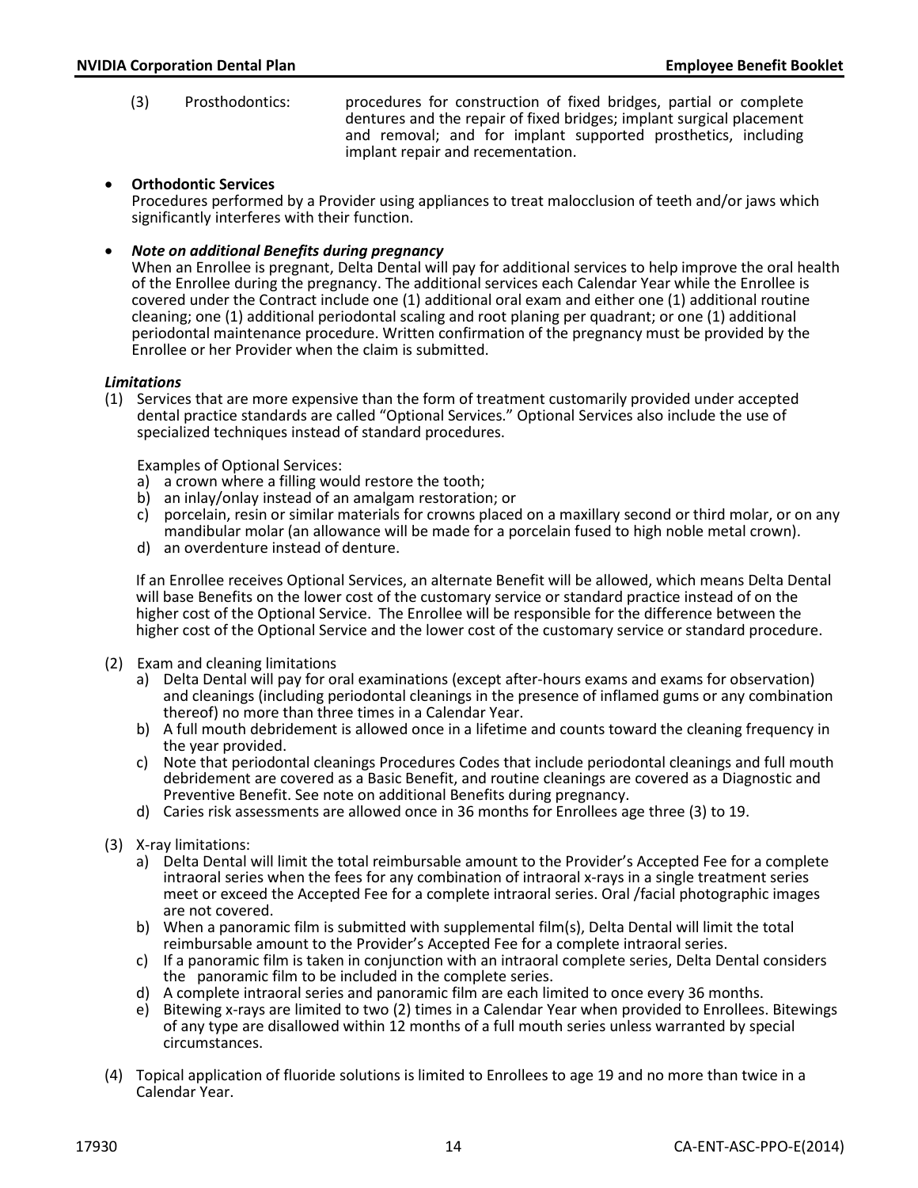(3) Prosthodontics: procedures for construction of fixed bridges, partial or complete dentures and the repair of fixed bridges; implant surgical placement and removal; and for implant supported prosthetics, including implant repair and recementation.

- **Orthodontic Services**
  Procedures performed by a Provider using appliances to treat malocclusion of teeth and/or jaws which significantly interferes with their function.

- ***Note on additional Benefits during pregnancy***
  When an Enrollee is pregnant, Delta Dental will pay for additional services to help improve the oral health of the Enrollee during the pregnancy. The additional services each Calendar Year while the Enrollee is covered under the Contract include one (1) additional oral exam and either one (1) additional routine cleaning; one (1) additional periodontal scaling and root planing per quadrant; or one (1) additional periodontal maintenance procedure. Written confirmation of the pregnancy must be provided by the Enrollee or her Provider when the claim is submitted.

***Limitations***

(1) Services that are more expensive than the form of treatment customarily provided under accepted dental practice standards are called "Optional Services." Optional Services also include the use of specialized techniques instead of standard procedures.

   Examples of Optional Services:
   a) a crown where a filling would restore the tooth;
   b) an inlay/onlay instead of an amalgam restoration; or
   c) porcelain, resin or similar materials for crowns placed on a maxillary second or third molar, or on any mandibular molar (an allowance will be made for a porcelain fused to high noble metal crown).
   d) an overdenture instead of denture.

   If an Enrollee receives Optional Services, an alternate Benefit will be allowed, which means Delta Dental will base Benefits on the lower cost of the customary service or standard practice instead of on the higher cost of the Optional Service. The Enrollee will be responsible for the difference between the higher cost of the Optional Service and the lower cost of the customary service or standard procedure.

(2) Exam and cleaning limitations
   a) Delta Dental will pay for oral examinations (except after-hours exams and exams for observation) and cleanings (including periodontal cleanings in the presence of inflamed gums or any combination thereof) no more than three times in a Calendar Year.
   b) A full mouth debridement is allowed once in a lifetime and counts toward the cleaning frequency in the year provided.
   c) Note that periodontal cleanings Procedures Codes that include periodontal cleanings and full mouth debridement are covered as a Basic Benefit, and routine cleanings are covered as a Diagnostic and Preventive Benefit. See note on additional Benefits during pregnancy.
   d) Caries risk assessments are allowed once in 36 months for Enrollees age three (3) to 19.

(3) X-ray limitations:
   a) Delta Dental will limit the total reimbursable amount to the Provider's Accepted Fee for a complete intraoral series when the fees for any combination of intraoral x-rays in a single treatment series meet or exceed the Accepted Fee for a complete intraoral series. Oral /facial photographic images are not covered.
   b) When a panoramic film is submitted with supplemental film(s), Delta Dental will limit the total reimbursable amount to the Provider's Accepted Fee for a complete intraoral series.
   c) If a panoramic film is taken in conjunction with an intraoral complete series, Delta Dental considers the panoramic film to be included in the complete series.
   d) A complete intraoral series and panoramic film are each limited to once every 36 months.
   e) Bitewing x-rays are limited to two (2) times in a Calendar Year when provided to Enrollees. Bitewings of any type are disallowed within 12 months of a full mouth series unless warranted by special circumstances.

(4) Topical application of fluoride solutions is limited to Enrollees to age 19 and no more than twice in a Calendar Year.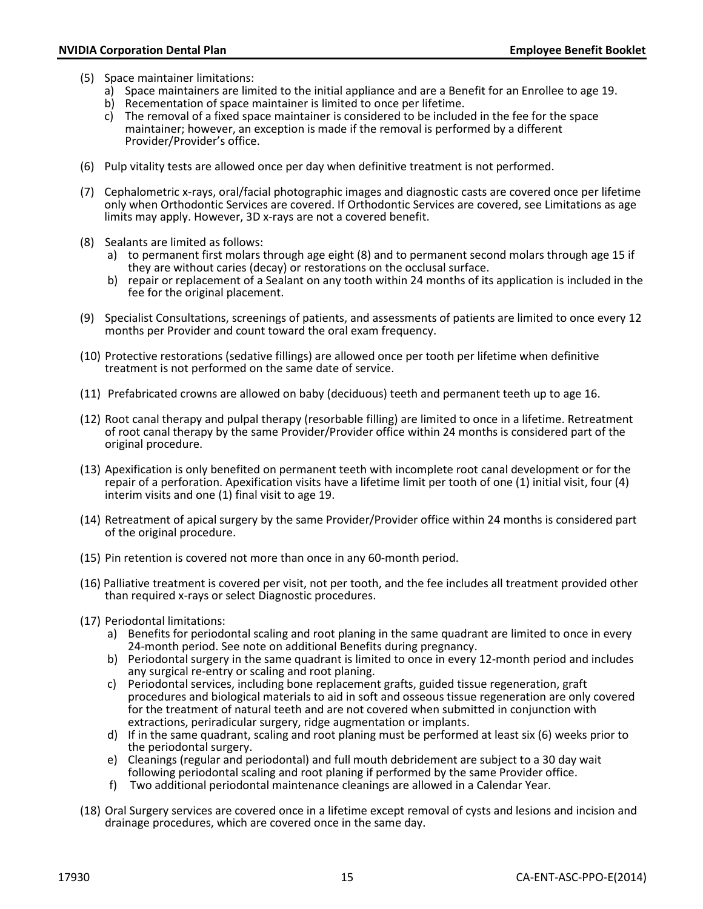(5) Space maintainer limitations:
   a) Space maintainers are limited to the initial appliance and are a Benefit for an Enrollee to age 19.
   b) Recementation of space maintainer is limited to once per lifetime.
   c) The removal of a fixed space maintainer is considered to be included in the fee for the space maintainer; however, an exception is made if the removal is performed by a different Provider/Provider's office.

(6) Pulp vitality tests are allowed once per day when definitive treatment is not performed.

(7) Cephalometric x-rays, oral/facial photographic images and diagnostic casts are covered once per lifetime only when Orthodontic Services are covered. If Orthodontic Services are covered, see Limitations as age limits may apply. However, 3D x-rays are not a covered benefit.

(8) Sealants are limited as follows:
   a) to permanent first molars through age eight (8) and to permanent second molars through age 15 if they are without caries (decay) or restorations on the occlusal surface.
   b) repair or replacement of a Sealant on any tooth within 24 months of its application is included in the fee for the original placement.

(9) Specialist Consultations, screenings of patients, and assessments of patients are limited to once every 12 months per Provider and count toward the oral exam frequency.

(10) Protective restorations (sedative fillings) are allowed once per tooth per lifetime when definitive treatment is not performed on the same date of service.

(11) Prefabricated crowns are allowed on baby (deciduous) teeth and permanent teeth up to age 16.

(12) Root canal therapy and pulpal therapy (resorbable filling) are limited to once in a lifetime. Retreatment of root canal therapy by the same Provider/Provider office within 24 months is considered part of the original procedure.

(13) Apexification is only benefited on permanent teeth with incomplete root canal development or for the repair of a perforation. Apexification visits have a lifetime limit per tooth of one (1) initial visit, four (4) interim visits and one (1) final visit to age 19.

(14) Retreatment of apical surgery by the same Provider/Provider office within 24 months is considered part of the original procedure.

(15) Pin retention is covered not more than once in any 60-month period.

(16) Palliative treatment is covered per visit, not per tooth, and the fee includes all treatment provided other than required x-rays or select Diagnostic procedures.

(17) Periodontal limitations:
   a) Benefits for periodontal scaling and root planing in the same quadrant are limited to once in every 24-month period. See note on additional Benefits during pregnancy.
   b) Periodontal surgery in the same quadrant is limited to once in every 12-month period and includes any surgical re-entry or scaling and root planing.
   c) Periodontal services, including bone replacement grafts, guided tissue regeneration, graft procedures and biological materials to aid in soft and osseous tissue regeneration are only covered for the treatment of natural teeth and are not covered when submitted in conjunction with extractions, periradicular surgery, ridge augmentation or implants.
   d) If in the same quadrant, scaling and root planing must be performed at least six (6) weeks prior to the periodontal surgery.
   e) Cleanings (regular and periodontal) and full mouth debridement are subject to a 30 day wait following periodontal scaling and root planing if performed by the same Provider office.
   f) Two additional periodontal maintenance cleanings are allowed in a Calendar Year.

(18) Oral Surgery services are covered once in a lifetime except removal of cysts and lesions and incision and drainage procedures, which are covered once in the same day.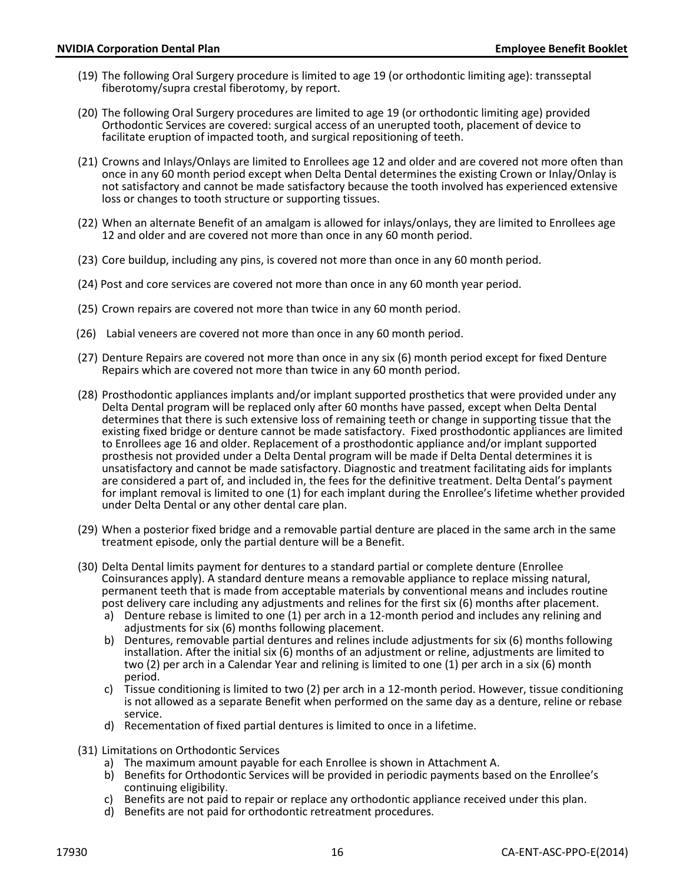(19) The following Oral Surgery procedure is limited to age 19 (or orthodontic limiting age): transseptal fiberotomy/supra crestal fiberotomy, by report.

(20) The following Oral Surgery procedures are limited to age 19 (or orthodontic limiting age) provided Orthodontic Services are covered: surgical access of an unerupted tooth, placement of device to facilitate eruption of impacted tooth, and surgical repositioning of teeth.

(21) Crowns and Inlays/Onlays are limited to Enrollees age 12 and older and are covered not more often than once in any 60 month period except when Delta Dental determines the existing Crown or Inlay/Onlay is not satisfactory and cannot be made satisfactory because the tooth involved has experienced extensive loss or changes to tooth structure or supporting tissues.

(22) When an alternate Benefit of an amalgam is allowed for inlays/onlays, they are limited to Enrollees age 12 and older and are covered not more than once in any 60 month period.

(23) Core buildup, including any pins, is covered not more than once in any 60 month period.

(24) Post and core services are covered not more than once in any 60 month year period.

(25) Crown repairs are covered not more than twice in any 60 month period.

(26) Labial veneers are covered not more than once in any 60 month period.

(27) Denture Repairs are covered not more than once in any six (6) month period except for fixed Denture Repairs which are covered not more than twice in any 60 month period.

(28) Prosthodontic appliances implants and/or implant supported prosthetics that were provided under any Delta Dental program will be replaced only after 60 months have passed, except when Delta Dental determines that there is such extensive loss of remaining teeth or change in supporting tissue that the existing fixed bridge or denture cannot be made satisfactory. Fixed prosthodontic appliances are limited to Enrollees age 16 and older. Replacement of a prosthodontic appliance and/or implant supported prosthesis not provided under a Delta Dental program will be made if Delta Dental determines it is unsatisfactory and cannot be made satisfactory. Diagnostic and treatment facilitating aids for implants are considered a part of, and included in, the fees for the definitive treatment. Delta Dental's payment for implant removal is limited to one (1) for each implant during the Enrollee's lifetime whether provided under Delta Dental or any other dental care plan.

(29) When a posterior fixed bridge and a removable partial denture are placed in the same arch in the same treatment episode, only the partial denture will be a Benefit.

(30) Delta Dental limits payment for dentures to a standard partial or complete denture (Enrollee Coinsurances apply). A standard denture means a removable appliance to replace missing natural, permanent teeth that is made from acceptable materials by conventional means and includes routine post delivery care including any adjustments and relines for the first six (6) months after placement.
   a) Denture rebase is limited to one (1) per arch in a 12-month period and includes any relining and adjustments for six (6) months following placement.
   b) Dentures, removable partial dentures and relines include adjustments for six (6) months following installation. After the initial six (6) months of an adjustment or reline, adjustments are limited to two (2) per arch in a Calendar Year and relining is limited to one (1) per arch in a six (6) month period.
   c) Tissue conditioning is limited to two (2) per arch in a 12-month period. However, tissue conditioning is not allowed as a separate Benefit when performed on the same day as a denture, reline or rebase service.
   d) Recementation of fixed partial dentures is limited to once in a lifetime.

(31) Limitations on Orthodontic Services
   a) The maximum amount payable for each Enrollee is shown in Attachment A.
   b) Benefits for Orthodontic Services will be provided in periodic payments based on the Enrollee's continuing eligibility.
   c) Benefits are not paid to repair or replace any orthodontic appliance received under this plan.
   d) Benefits are not paid for orthodontic retreatment procedures.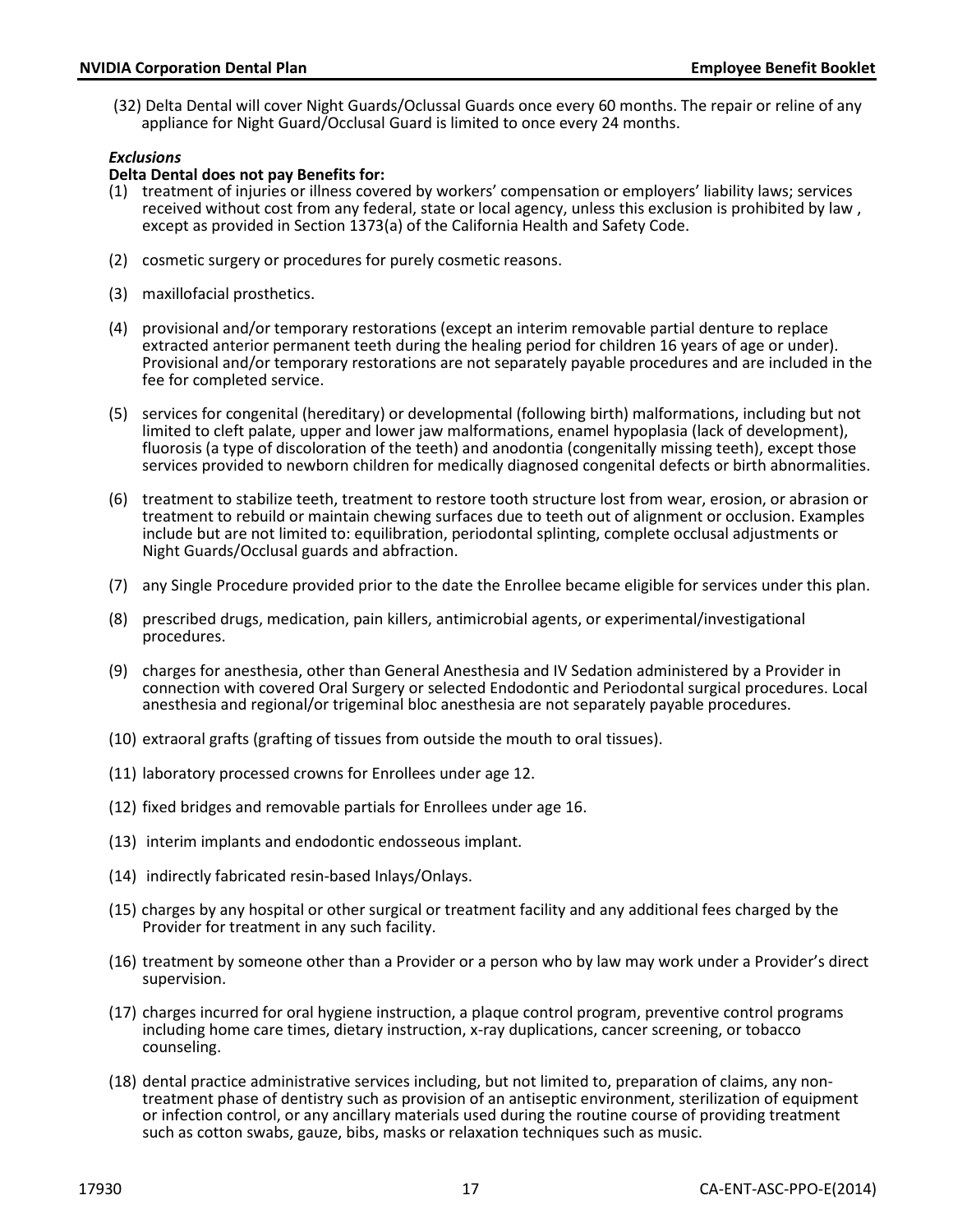(32) Delta Dental will cover Night Guards/Oclussal Guards once every 60 months. The repair or reline of any appliance for Night Guard/Occlusal Guard is limited to once every 24 months.

***Exclusions***

**Delta Dental does not pay Benefits for:**

(1) treatment of injuries or illness covered by workers' compensation or employers' liability laws; services received without cost from any federal, state or local agency, unless this exclusion is prohibited by law , except as provided in Section 1373(a) of the California Health and Safety Code.

(2) cosmetic surgery or procedures for purely cosmetic reasons.

(3) maxillofacial prosthetics.

(4) provisional and/or temporary restorations (except an interim removable partial denture to replace extracted anterior permanent teeth during the healing period for children 16 years of age or under). Provisional and/or temporary restorations are not separately payable procedures and are included in the fee for completed service.

(5) services for congenital (hereditary) or developmental (following birth) malformations, including but not limited to cleft palate, upper and lower jaw malformations, enamel hypoplasia (lack of development), fluorosis (a type of discoloration of the teeth) and anodontia (congenitally missing teeth), except those services provided to newborn children for medically diagnosed congenital defects or birth abnormalities.

(6) treatment to stabilize teeth, treatment to restore tooth structure lost from wear, erosion, or abrasion or treatment to rebuild or maintain chewing surfaces due to teeth out of alignment or occlusion. Examples include but are not limited to: equilibration, periodontal splinting, complete occlusal adjustments or Night Guards/Occlusal guards and abfraction.

(7) any Single Procedure provided prior to the date the Enrollee became eligible for services under this plan.

(8) prescribed drugs, medication, pain killers, antimicrobial agents, or experimental/investigational procedures.

(9) charges for anesthesia, other than General Anesthesia and IV Sedation administered by a Provider in connection with covered Oral Surgery or selected Endodontic and Periodontal surgical procedures. Local anesthesia and regional/or trigeminal bloc anesthesia are not separately payable procedures.

(10) extraoral grafts (grafting of tissues from outside the mouth to oral tissues).

(11) laboratory processed crowns for Enrollees under age 12.

(12) fixed bridges and removable partials for Enrollees under age 16.

(13) interim implants and endodontic endosseous implant.

(14) indirectly fabricated resin-based Inlays/Onlays.

(15) charges by any hospital or other surgical or treatment facility and any additional fees charged by the Provider for treatment in any such facility.

(16) treatment by someone other than a Provider or a person who by law may work under a Provider's direct supervision.

(17) charges incurred for oral hygiene instruction, a plaque control program, preventive control programs including home care times, dietary instruction, x-ray duplications, cancer screening, or tobacco counseling.

(18) dental practice administrative services including, but not limited to, preparation of claims, any non-treatment phase of dentistry such as provision of an antiseptic environment, sterilization of equipment or infection control, or any ancillary materials used during the routine course of providing treatment such as cotton swabs, gauze, bibs, masks or relaxation techniques such as music.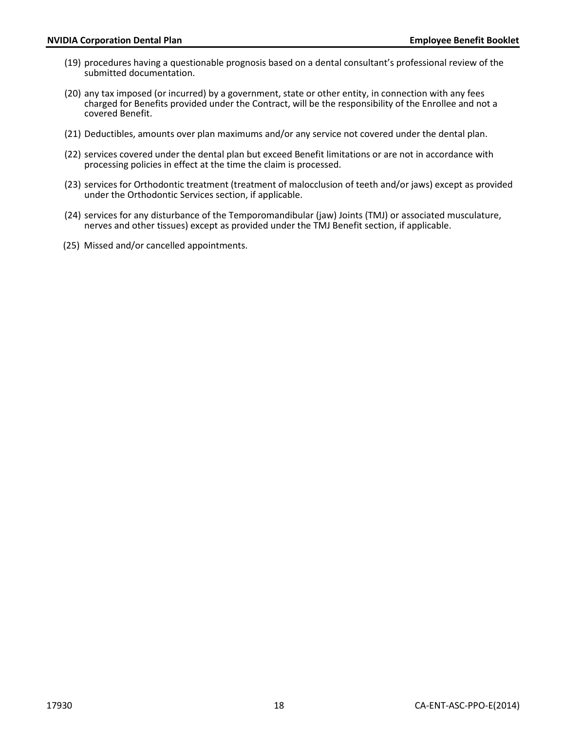(19) procedures having a questionable prognosis based on a dental consultant's professional review of the submitted documentation.

(20) any tax imposed (or incurred) by a government, state or other entity, in connection with any fees charged for Benefits provided under the Contract, will be the responsibility of the Enrollee and not a covered Benefit.

(21) Deductibles, amounts over plan maximums and/or any service not covered under the dental plan.

(22) services covered under the dental plan but exceed Benefit limitations or are not in accordance with processing policies in effect at the time the claim is processed.

(23) services for Orthodontic treatment (treatment of malocclusion of teeth and/or jaws) except as provided under the Orthodontic Services section, if applicable.

(24) services for any disturbance of the Temporomandibular (jaw) Joints (TMJ) or associated musculature, nerves and other tissues) except as provided under the TMJ Benefit section, if applicable.

(25) Missed and/or cancelled appointments.